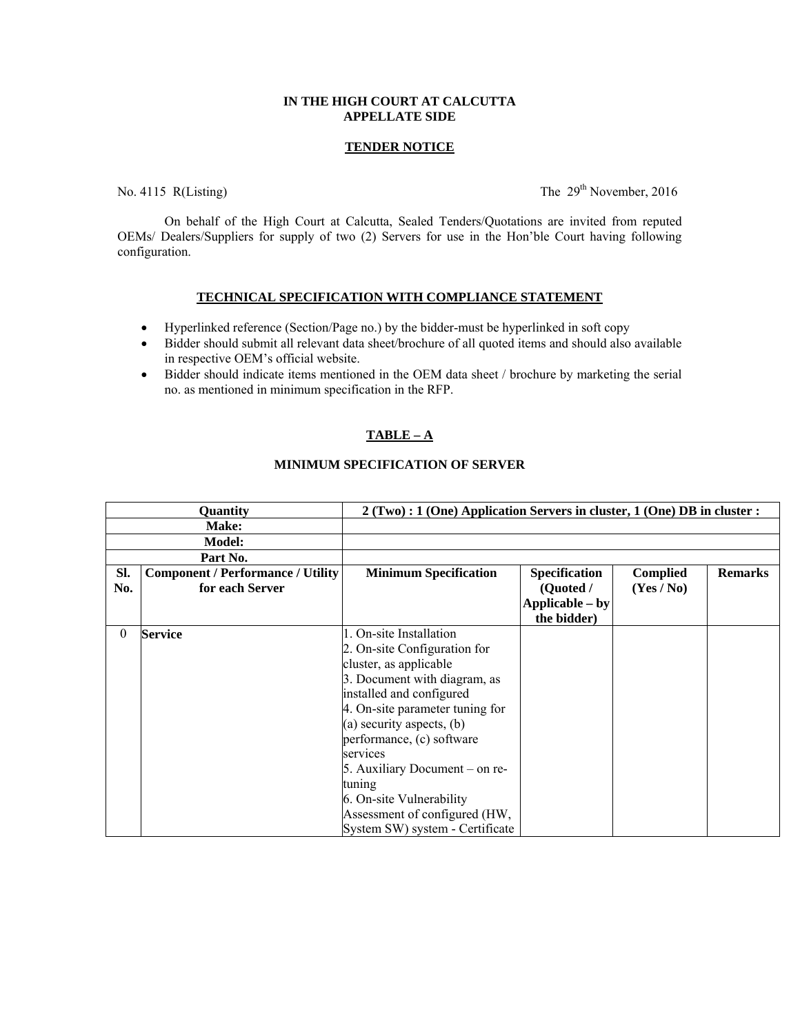**IN THE HIGH COURT AT CALCUTTA**
**APPELLATE SIDE**

**TENDER NOTICE**

No. 4115 R(Listing) The 29th November, 2016

On behalf of the High Court at Calcutta, Sealed Tenders/Quotations are invited from reputed OEMs/ Dealers/Suppliers for supply of two (2) Servers for use in the Hon'ble Court having following configuration.

**TECHNICAL SPECIFICATION WITH COMPLIANCE STATEMENT**

- Hyperlinked reference (Section/Page no.) by the bidder-must be hyperlinked in soft copy
- Bidder should submit all relevant data sheet/brochure of all quoted items and should also available in respective OEM's official website.
- Bidder should indicate items mentioned in the OEM data sheet / brochure by marketing the serial no. as mentioned in minimum specification in the RFP.

**TABLE – A**

**MINIMUM SPECIFICATION OF SERVER**

| **Quantity** | | **2 (Two) : 1 (One) Application Servers in cluster, 1 (One) DB in cluster :** | | | |
|---|---|---|---|---|---|
| **Make:** | | | | | |
| **Model:** | | | | | |
| **Part No.** | | | | | |
| **Sl. No.** | **Component / Performance / Utility for each Server** | **Minimum Specification** | **Specification (Quoted / Applicable – by the bidder)** | **Complied (Yes / No)** | **Remarks** |
| 0 | **Service** | 1. On-site Installation<br>2. On-site Configuration for cluster, as applicable<br>3. Document with diagram, as installed and configured<br>4. On-site parameter tuning for (a) security aspects, (b) performance, (c) software services<br>5. Auxiliary Document – on re-tuning<br>6. On-site Vulnerability Assessment of configured (HW, System SW) system - Certificate | | | |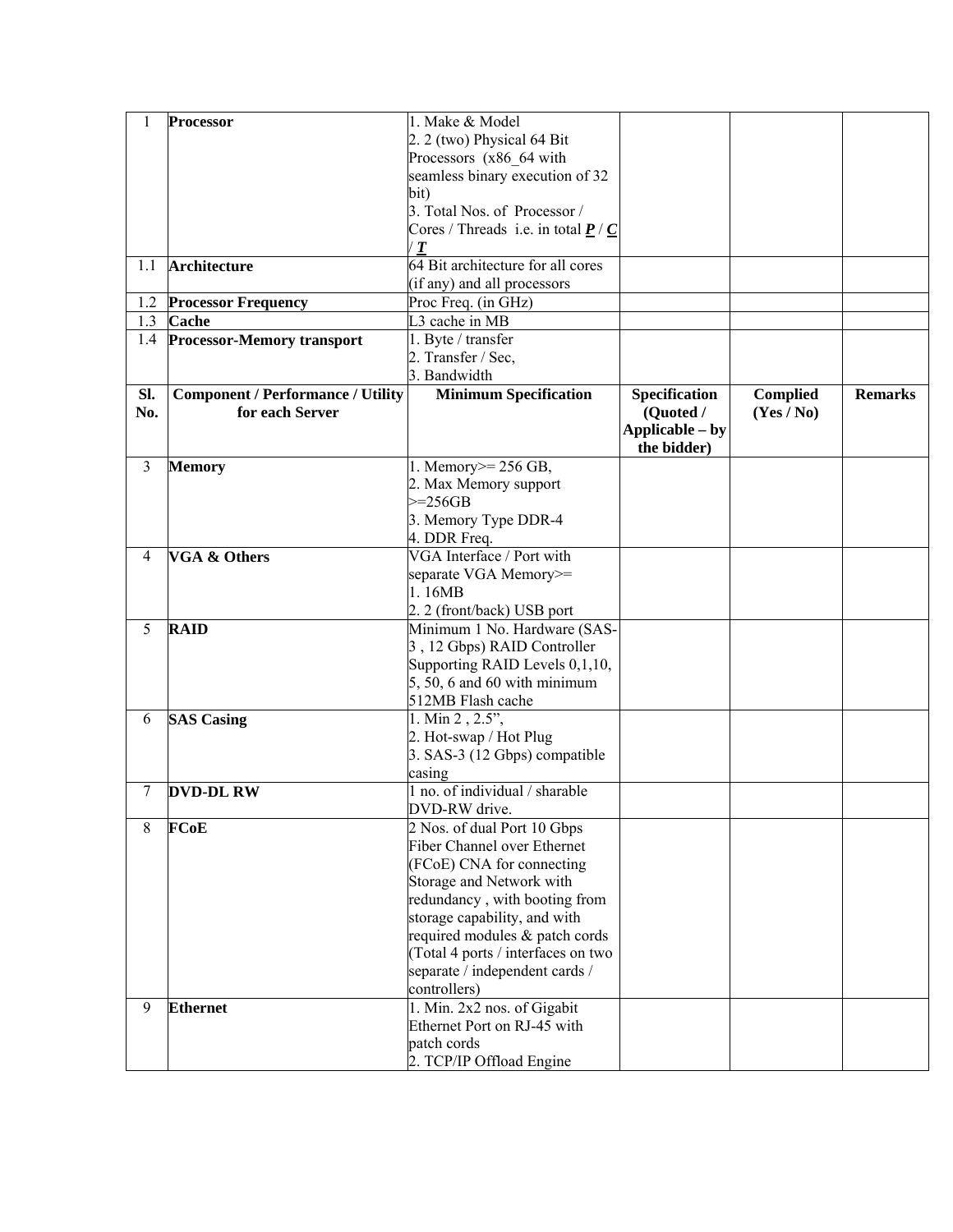| 1 | **Processor** | 1. Make & Model<br>2. 2 (two) Physical 64 Bit Processors (x86_64 with seamless binary execution of 32 bit)<br>3. Total Nos. of Processor / Cores / Threads i.e. in total ***P*** / ***C*** / ***T*** | | | |
|---|---|---|---|---|---|
| 1.1 | **Architecture** | 64 Bit architecture for all cores (if any) and all processors | | | |
| 1.2 | **Processor Frequency** | Proc Freq. (in GHz) | | | |
| 1.3 | **Cache** | L3 cache in MB | | | |
| 1.4 | **Processor-Memory transport** | 1. Byte / transfer<br>2. Transfer / Sec,<br>3. Bandwidth | | | |
| **Sl. No.** | **Component / Performance / Utility for each Server** | **Minimum Specification** | **Specification (Quoted / Applicable – by the bidder)** | **Complied (Yes / No)** | **Remarks** |
| 3 | **Memory** | 1. Memory>= 256 GB,<br>2. Max Memory support >=256GB<br>3. Memory Type DDR-4<br>4. DDR Freq. | | | |
| 4 | **VGA & Others** | VGA Interface / Port with separate VGA Memory>=<br>1. 16MB<br>2. 2 (front/back) USB port | | | |
| 5 | **RAID** | Minimum 1 No. Hardware (SAS-3 , 12 Gbps) RAID Controller Supporting RAID Levels 0,1,10, 5, 50, 6 and 60 with minimum 512MB Flash cache | | | |
| 6 | **SAS Casing** | 1. Min 2 , 2.5",<br>2. Hot-swap / Hot Plug<br>3. SAS-3 (12 Gbps) compatible casing | | | |
| 7 | **DVD-DL RW** | 1 no. of individual / sharable DVD-RW drive. | | | |
| 8 | **FCoE** | 2 Nos. of dual Port 10 Gbps Fiber Channel over Ethernet (FCoE) CNA for connecting Storage and Network with redundancy , with booting from storage capability, and with required modules & patch cords (Total 4 ports / interfaces on two separate / independent cards / controllers) | | | |
| 9 | **Ethernet** | 1. Min. 2x2 nos. of Gigabit Ethernet Port on RJ-45 with patch cords<br>2. TCP/IP Offload Engine | | | |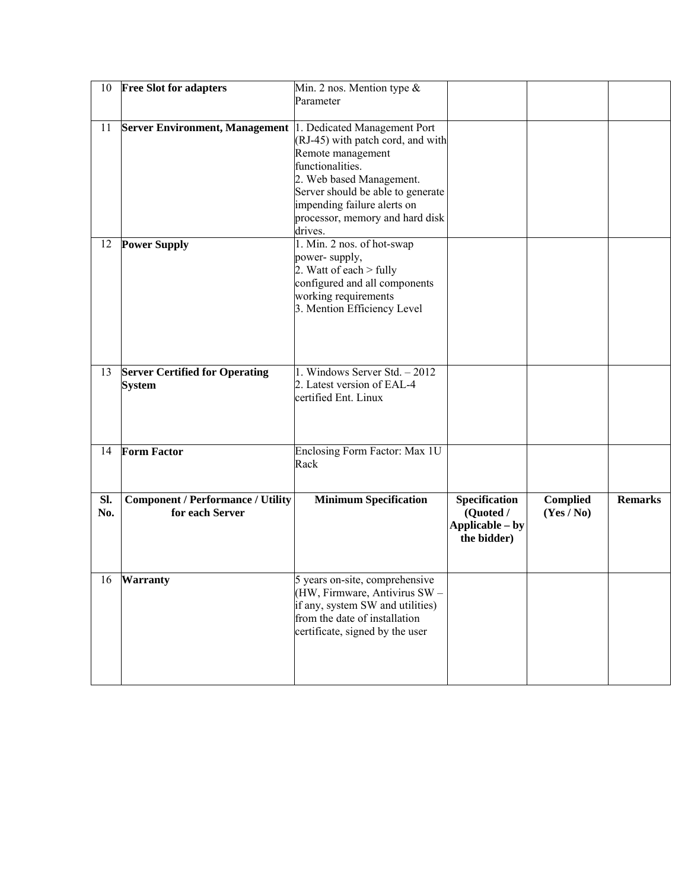| 10 | **Free Slot for adapters** | Min. 2 nos. Mention type & Parameter | | | |
|---|---|---|---|---|---|
| 11 | **Server Environment, Management** | 1. Dedicated Management Port (RJ-45) with patch cord, and with Remote management functionalities.<br>2. Web based Management. Server should be able to generate impending failure alerts on processor, memory and hard disk drives. | | | |
| 12 | **Power Supply** | 1. Min. 2 nos. of hot-swap power- supply,<br>2. Watt of each > fully configured and all components working requirements<br>3. Mention Efficiency Level | | | |
| 13 | **Server Certified for Operating System** | 1. Windows Server Std. – 2012<br>2. Latest version of EAL-4 certified Ent. Linux | | | |
| 14 | **Form Factor** | Enclosing Form Factor: Max 1U Rack | | | |
| **Sl. No.** | **Component / Performance / Utility for each Server** | **Minimum Specification** | **Specification (Quoted / Applicable – by the bidder)** | **Complied (Yes / No)** | **Remarks** |
| 16 | **Warranty** | 5 years on-site, comprehensive (HW, Firmware, Antivirus SW – if any, system SW and utilities) from the date of installation certificate, signed by the user | | | |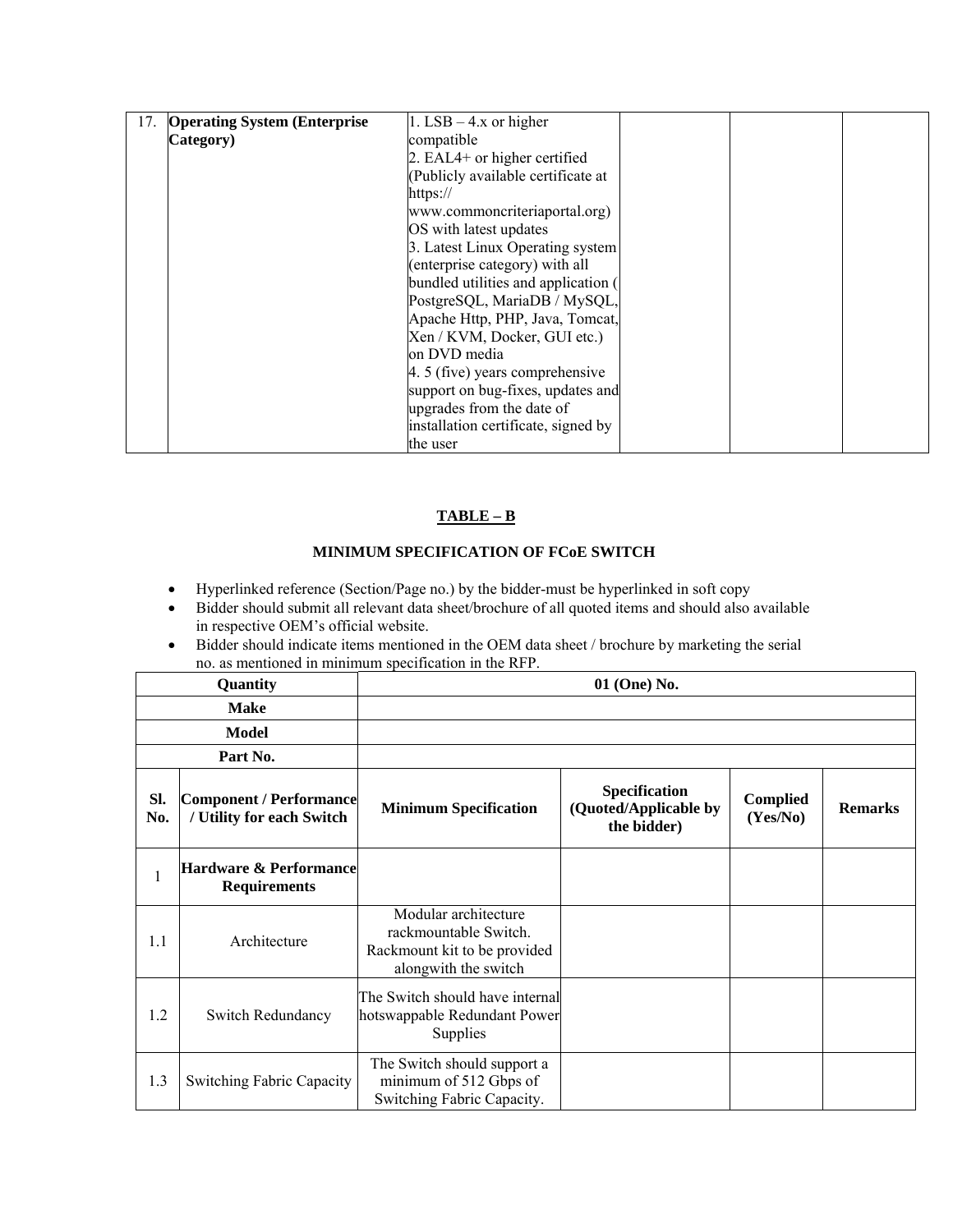| 17. | **Operating System (Enterprise Category)** | 1. LSB – 4.x or higher compatible<br>2. EAL4+ or higher certified (Publicly available certificate at https:// www.commoncriteriaportal.org) OS with latest updates<br>3. Latest Linux Operating system (enterprise category) with all bundled utilities and application ( PostgreSQL, MariaDB / MySQL, Apache Http, PHP, Java, Tomcat, Xen / KVM, Docker, GUI etc.) on DVD media<br>4. 5 (five) years comprehensive support on bug-fixes, updates and upgrades from the date of installation certificate, signed by the user | | | |
|---|---|---|---|---|---|

**TABLE – B**

**MINIMUM SPECIFICATION OF FCoE SWITCH**

- Hyperlinked reference (Section/Page no.) by the bidder-must be hyperlinked in soft copy
- Bidder should submit all relevant data sheet/brochure of all quoted items and should also available in respective OEM's official website.
- Bidder should indicate items mentioned in the OEM data sheet / brochure by marketing the serial no. as mentioned in minimum specification in the RFP.

| **Quantity** | | **01 (One) No.** | | | |
|---|---|---|---|---|---|
| **Make** | | | | | |
| **Model** | | | | | |
| **Part No.** | | | | | |
| **Sl. No.** | **Component / Performance / Utility for each Switch** | **Minimum Specification** | **Specification (Quoted/Applicable by the bidder)** | **Complied (Yes/No)** | **Remarks** |
| 1 | **Hardware & Performance Requirements** | | | | |
| 1.1 | Architecture | Modular architecture rackmountable Switch. Rackmount kit to be provided alongwith the switch | | | |
| 1.2 | Switch Redundancy | The Switch should have internal hotswappable Redundant Power Supplies | | | |
| 1.3 | Switching Fabric Capacity | The Switch should support a minimum of 512 Gbps of Switching Fabric Capacity. | | | |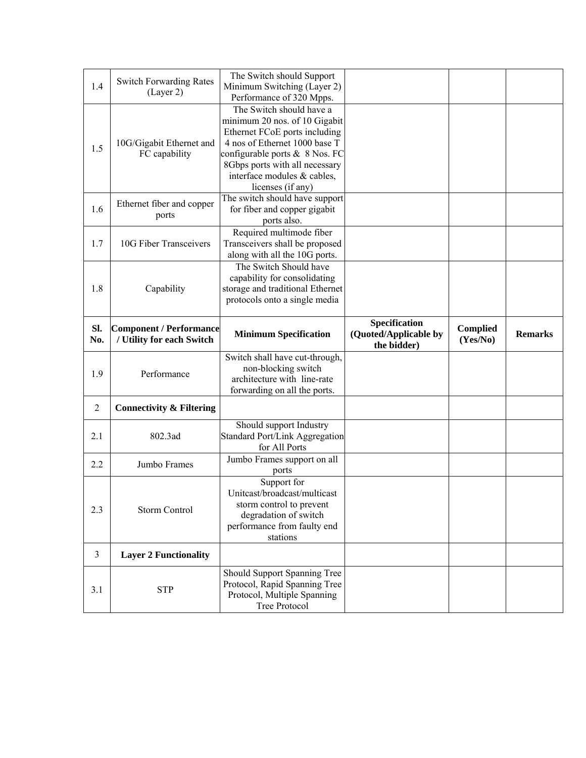| Sl. No. | Component / Performance / Utility for each Switch | Minimum Specification | Specification (Quoted/Applicable by the bidder) | Complied (Yes/No) | Remarks |
|---|---|---|---|---|---|
| 1.4 | Switch Forwarding Rates (Layer 2) | The Switch should Support Minimum Switching (Layer 2) Performance of 320 Mpps. | | | |
| 1.5 | 10G/Gigabit Ethernet and FC capability | The Switch should have a minimum 20 nos. of 10 Gigabit Ethernet FCoE ports including 4 nos of Ethernet 1000 base T configurable ports & 8 Nos. FC 8Gbps ports with all necessary interface modules & cables, licenses (if any) | | | |
| 1.6 | Ethernet fiber and copper ports | The switch should have support for fiber and copper gigabit ports also. | | | |
| 1.7 | 10G Fiber Transceivers | Required multimode fiber Transceivers shall be proposed along with all the 10G ports. | | | |
| 1.8 | Capability | The Switch Should have capability for consolidating storage and traditional Ethernet protocols onto a single media | | | |
| **Sl. No.** | **Component / Performance / Utility for each Switch** | **Minimum Specification** | **Specification (Quoted/Applicable by the bidder)** | **Complied (Yes/No)** | **Remarks** |
| 1.9 | Performance | Switch shall have cut-through, non-blocking switch architecture with line-rate forwarding on all the ports. | | | |
| 2 | **Connectivity & Filtering** | | | | |
| 2.1 | 802.3ad | Should support Industry Standard Port/Link Aggregation for All Ports | | | |
| 2.2 | Jumbo Frames | Jumbo Frames support on all ports | | | |
| 2.3 | Storm Control | Support for Unitcast/broadcast/multicast storm control to prevent degradation of switch performance from faulty end stations | | | |
| 3 | **Layer 2 Functionality** | | | | |
| 3.1 | STP | Should Support Spanning Tree Protocol, Rapid Spanning Tree Protocol, Multiple Spanning Tree Protocol | | | |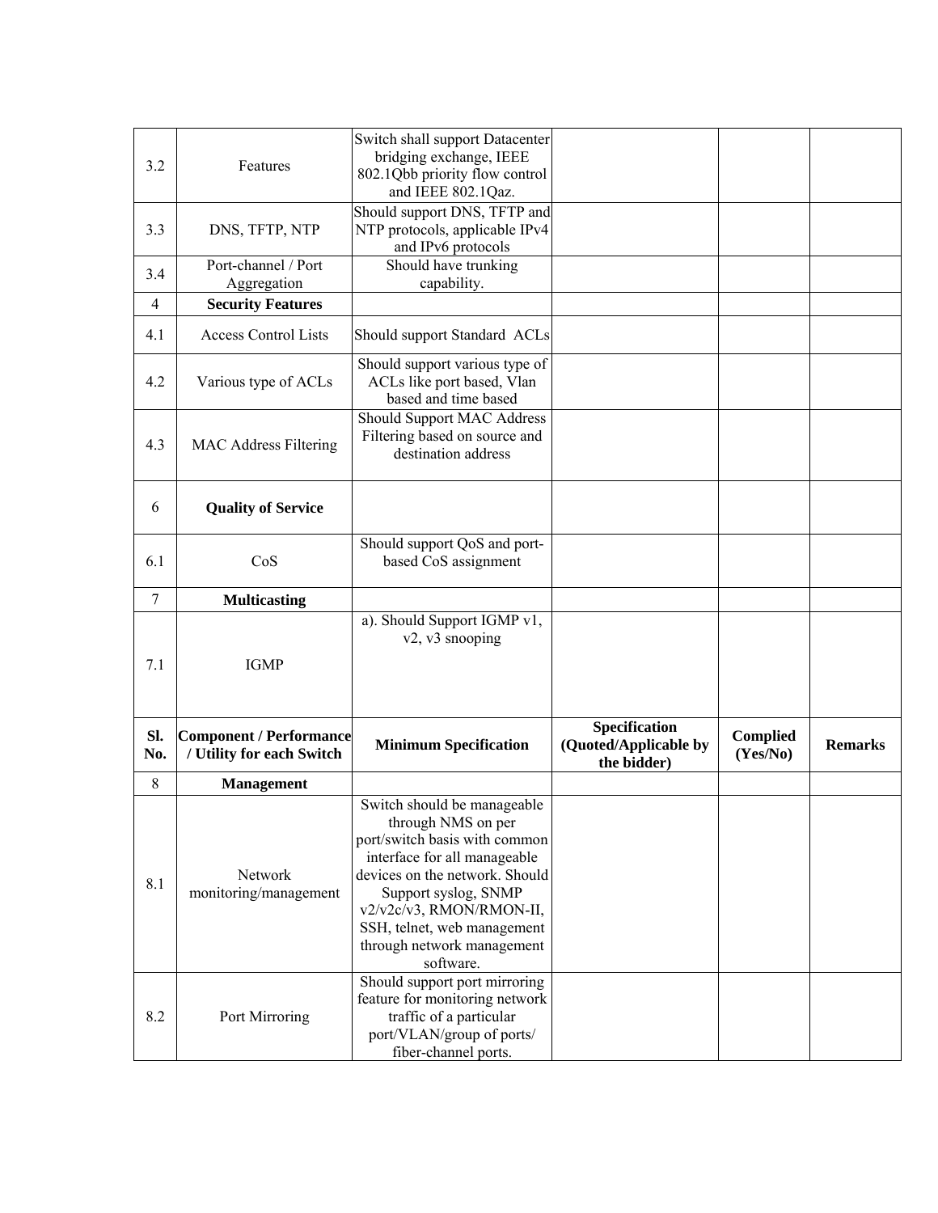| 3.2 | Features | Switch shall support Datacenter bridging exchange, IEEE 802.1Qbb priority flow control and IEEE 802.1Qaz. | | | |
|---|---|---|---|---|---|
| 3.3 | DNS, TFTP, NTP | Should support DNS, TFTP and NTP protocols, applicable IPv4 and IPv6 protocols | | | |
| 3.4 | Port-channel / Port Aggregation | Should have trunking capability. | | | |
| 4 | **Security Features** | | | | |
| 4.1 | Access Control Lists | Should support Standard ACLs | | | |
| 4.2 | Various type of ACLs | Should support various type of ACLs like port based, Vlan based and time based | | | |
| 4.3 | MAC Address Filtering | Should Support MAC Address Filtering based on source and destination address | | | |
| 6 | **Quality of Service** | | | | |
| 6.1 | CoS | Should support QoS and port-based CoS assignment | | | |
| 7 | **Multicasting** | | | | |
| 7.1 | IGMP | a). Should Support IGMP v1, v2, v3 snooping | | | |

| Sl. No. | Component / Performance / Utility for each Switch | Minimum Specification | Specification (Quoted/Applicable by the bidder) | Complied (Yes/No) | Remarks |
|---|---|---|---|---|---|
| 8 | **Management** | | | | |
| 8.1 | Network monitoring/management | Switch should be manageable through NMS on per port/switch basis with common interface for all manageable devices on the network. Should Support syslog, SNMP v2/v2c/v3, RMON/RMON-II, SSH, telnet, web management through network management software. | | | |
| 8.2 | Port Mirroring | Should support port mirroring feature for monitoring network traffic of a particular port/VLAN/group of ports/ fiber-channel ports. | | | |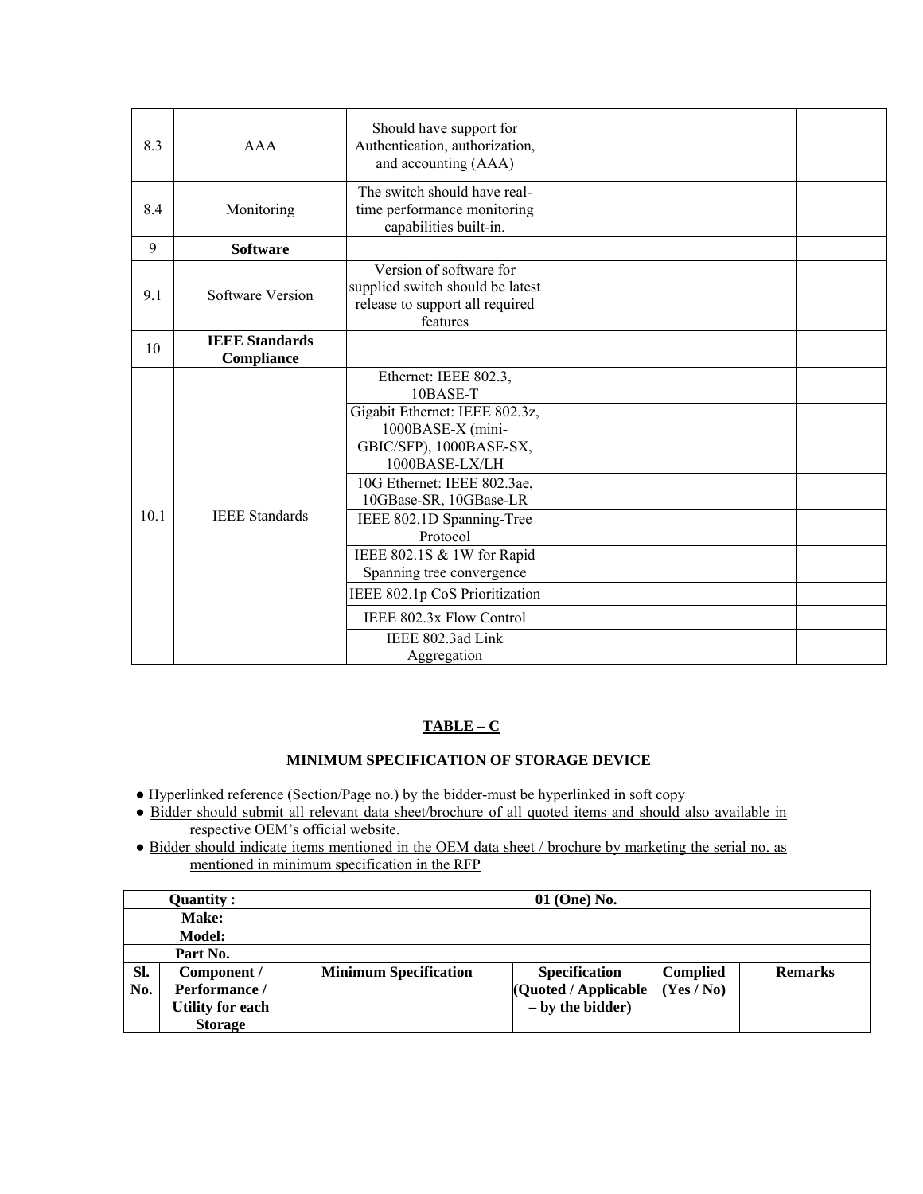| | | | | | |
|---|---|---|---|---|---|
| 8.3 | AAA | Should have support for Authentication, authorization, and accounting (AAA) | | | |
| 8.4 | Monitoring | The switch should have real-time performance monitoring capabilities built-in. | | | |
| 9 | **Software** | | | | |
| 9.1 | Software Version | Version of software for supplied switch should be latest release to support all required features | | | |
| 10 | **IEEE Standards Compliance** | | | | |
| 10.1 | IEEE Standards | Ethernet: IEEE 802.3, 10BASE-T | | | |
| | | Gigabit Ethernet: IEEE 802.3z, 1000BASE-X (mini-GBIC/SFP), 1000BASE-SX, 1000BASE-LX/LH | | | |
| | | 10G Ethernet: IEEE 802.3ae, 10GBase-SR, 10GBase-LR | | | |
| | | IEEE 802.1D Spanning-Tree Protocol | | | |
| | | IEEE 802.1S & 1W for Rapid Spanning tree convergence | | | |
| | | IEEE 802.1p CoS Prioritization | | | |
| | | IEEE 802.3x Flow Control | | | |
| | | IEEE 802.3ad Link Aggregation | | | |

## TABLE – C

### MINIMUM SPECIFICATION OF STORAGE DEVICE

- Hyperlinked reference (Section/Page no.) by the bidder-must be hyperlinked in soft copy
- Bidder should submit all relevant data sheet/brochure of all quoted items and should also available in respective OEM's official website.
- Bidder should indicate items mentioned in the OEM data sheet / brochure by marketing the serial no. as mentioned in minimum specification in the RFP

| **Quantity :** | | **01 (One) No.** | | | |
|---|---|---|---|---|---|
| **Make:** | | | | | |
| **Model:** | | | | | |
| **Part No.** | | | | | |
| **Sl. No.** | **Component / Performance / Utility for each Storage** | **Minimum Specification** | **Specification (Quoted / Applicable – by the bidder)** | **Complied (Yes / No)** | **Remarks** |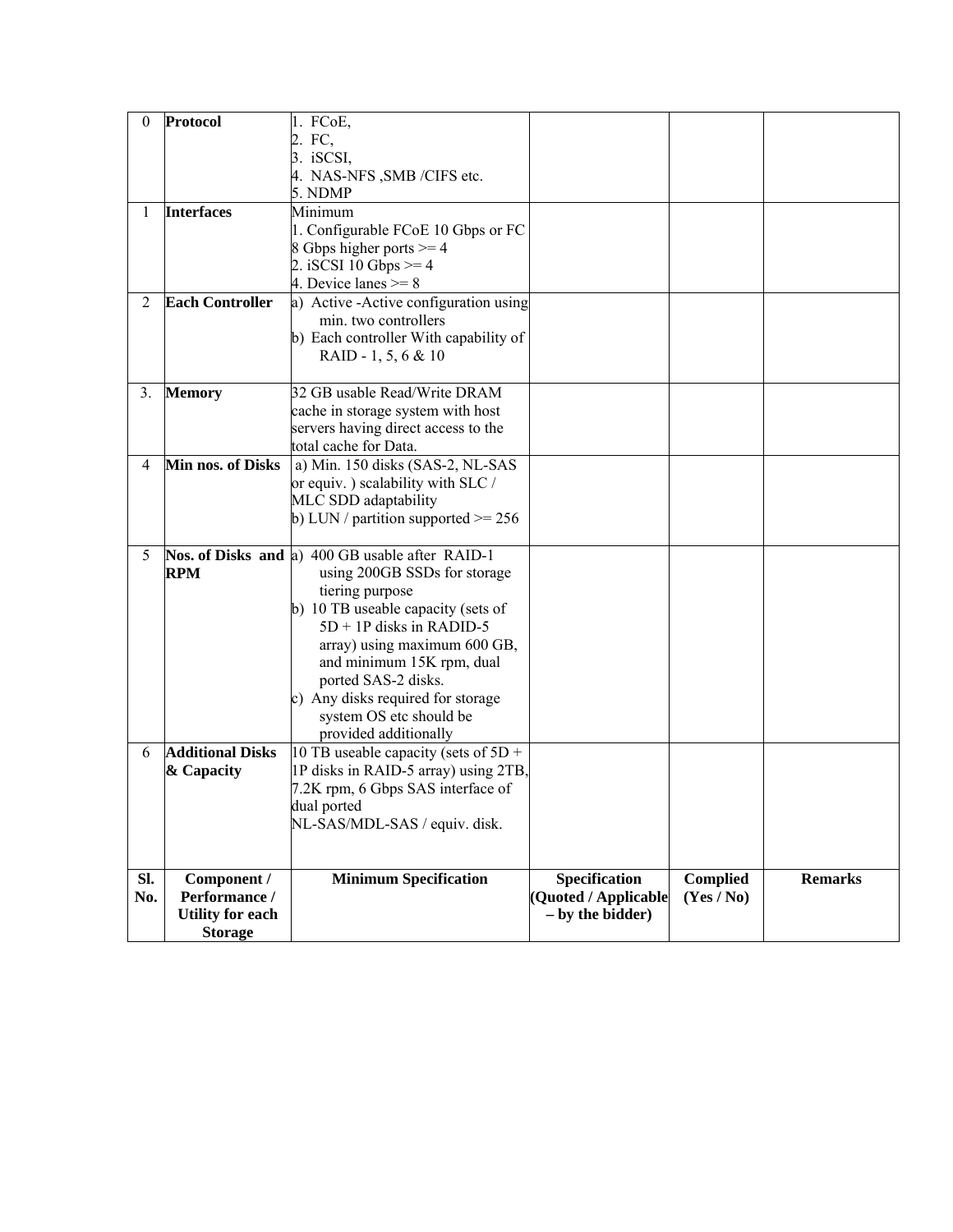| Sl. No. | Component / Performance / Utility for each Storage | Minimum Specification | Specification (Quoted / Applicable – by the bidder) | Complied (Yes / No) | Remarks |
|---|---|---|---|---|---|
| 0 | **Protocol** | 1. FCoE,<br>2. FC,<br>3. iSCSI,<br>4. NAS-NFS ,SMB /CIFS etc.<br>5. NDMP | | | |
| 1 | **Interfaces** | Minimum<br>1. Configurable FCoE 10 Gbps or FC 8 Gbps higher ports >= 4<br>2. iSCSI 10 Gbps >= 4<br>4. Device lanes >= 8 | | | |
| 2 | **Each Controller** | a) Active -Active configuration using min. two controllers<br>b) Each controller With capability of RAID - 1, 5, 6 & 10 | | | |
| 3. | **Memory** | 32 GB usable Read/Write DRAM cache in storage system with host servers having direct access to the total cache for Data. | | | |
| 4 | **Min nos. of Disks** | a) Min. 150 disks (SAS-2, NL-SAS or equiv. ) scalability with SLC / MLC SDD adaptability<br>b) LUN / partition supported >= 256 | | | |
| 5 | **Nos. of Disks and RPM** | a) 400 GB usable after RAID-1 using 200GB SSDs for storage tiering purpose<br>b) 10 TB useable capacity (sets of 5D + 1P disks in RADID-5 array) using maximum 600 GB, and minimum 15K rpm, dual ported SAS-2 disks.<br>c) Any disks required for storage system OS etc should be provided additionally | | | |
| 6 | **Additional Disks & Capacity** | 10 TB useable capacity (sets of 5D + 1P disks in RAID-5 array) using 2TB, 7.2K rpm, 6 Gbps SAS interface of dual ported NL-SAS/MDL-SAS / equiv. disk. | | | |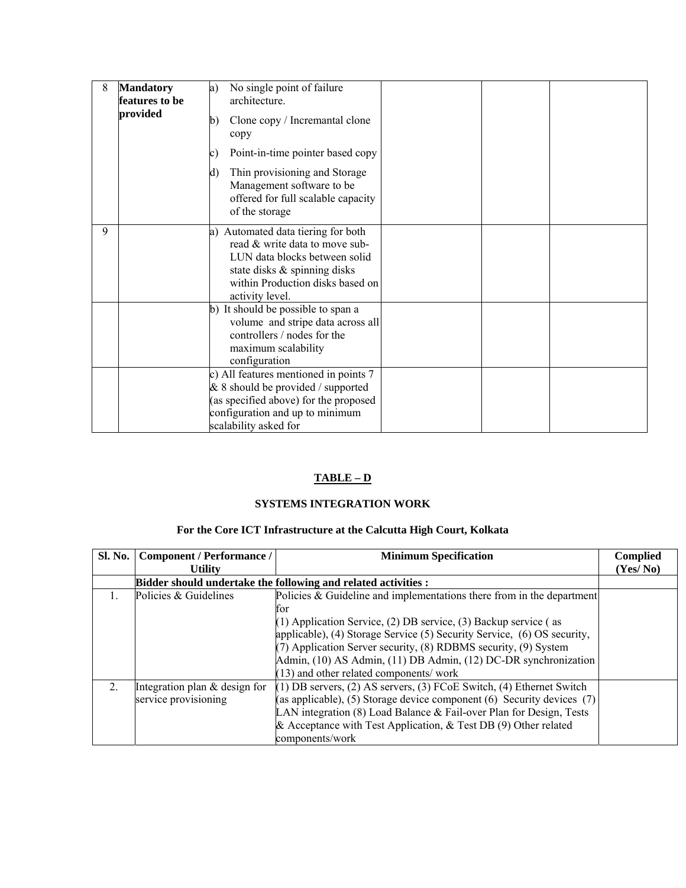| 8 | **Mandatory features to be provided** | a) No single point of failure architecture.<br>b) Clone copy / Incremantal clone copy<br>c) Point-in-time pointer based copy<br>d) Thin provisioning and Storage Management software to be offered for full scalable capacity of the storage | | | |
|---|---|---|---|---|---|
| 9 | | a) Automated data tiering for both read & write data to move sub-LUN data blocks between solid state disks & spinning disks within Production disks based on activity level. | | | |
| | | b) It should be possible to span a volume and stripe data across all controllers / nodes for the maximum scalability configuration | | | |
| | | c) All features mentioned in points 7 & 8 should be provided / supported (as specified above) for the proposed configuration and up to minimum scalability asked for | | | |

## TABLE – D

### SYSTEMS INTEGRATION WORK

### For the Core ICT Infrastructure at the Calcutta High Court, Kolkata

| Sl. No. | Component / Performance / Utility | Minimum Specification | Complied (Yes/ No) |
|---|---|---|---|
| | **Bidder should undertake the following and related activities :** | | |
| 1. | Policies & Guidelines | Policies & Guideline and implementations there from in the department for<br>(1) Application Service, (2) DB service, (3) Backup service ( as applicable), (4) Storage Service (5) Security Service, (6) OS security, (7) Application Server security, (8) RDBMS security, (9) System Admin, (10) AS Admin, (11) DB Admin, (12) DC-DR synchronization (13) and other related components/ work | |
| 2. | Integration plan & design for service provisioning | (1) DB servers, (2) AS servers, (3) FCoE Switch, (4) Ethernet Switch (as applicable), (5) Storage device component (6) Security devices (7) LAN integration (8) Load Balance & Fail-over Plan for Design, Tests & Acceptance with Test Application, & Test DB (9) Other related components/work | |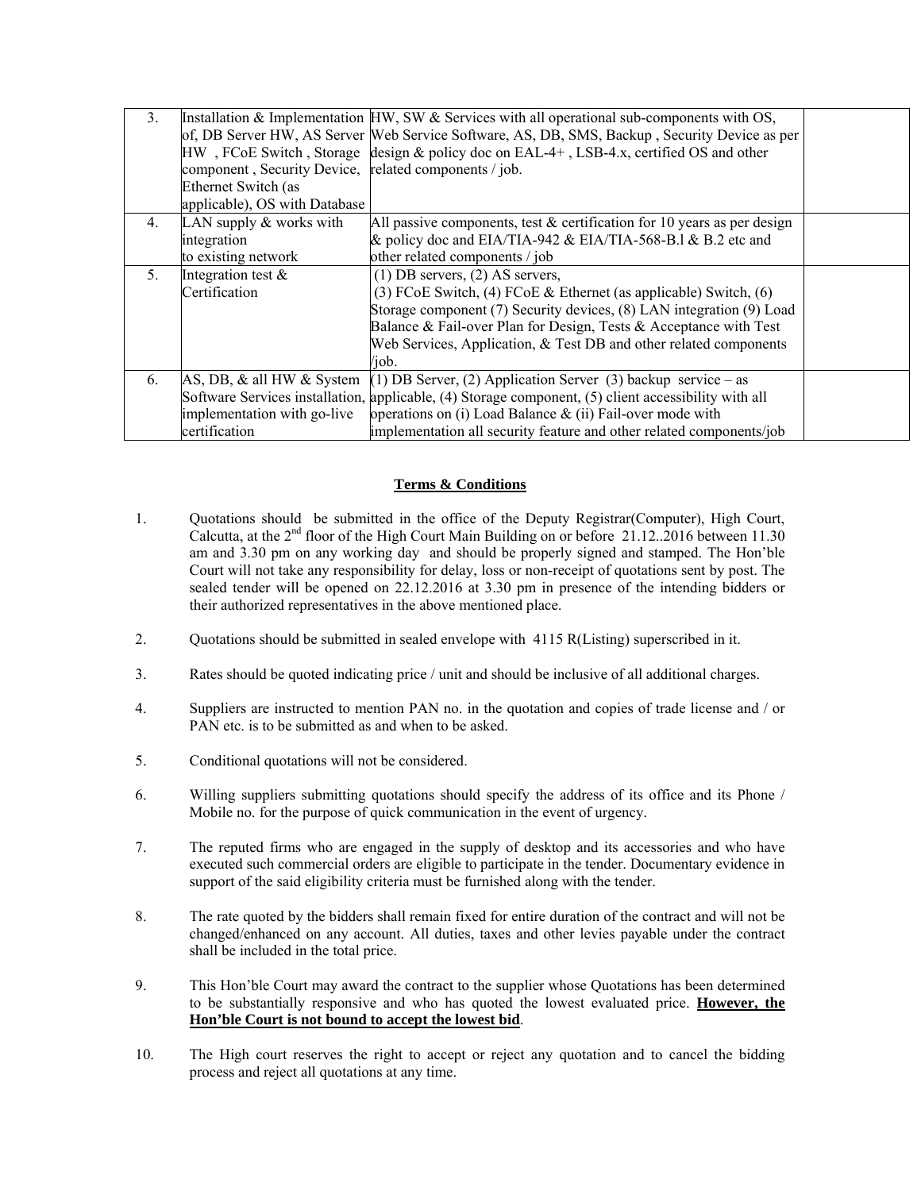| 3. | Installation & Implementation of, DB Server HW, AS Server HW , FCoE Switch , Storage component , Security Device, Ethernet Switch (as applicable), OS with Database | HW, SW & Services with all operational sub-components with OS, Web Service Software, AS, DB, SMS, Backup , Security Device as per design & policy doc on EAL-4+ , LSB-4.x, certified OS and other related components / job. | |
|---|---|---|---|
| 4. | LAN supply & works with integration to existing network | All passive components, test & certification for 10 years as per design & policy doc and EIA/TIA-942 & EIA/TIA-568-B.l & B.2 etc and other related components / job | |
| 5. | Integration test & Certification | (1) DB servers, (2) AS servers, (3) FCoE Switch, (4) FCoE & Ethernet (as applicable) Switch, (6) Storage component (7) Security devices, (8) LAN integration (9) Load Balance & Fail-over Plan for Design, Tests & Acceptance with Test Web Services, Application, & Test DB and other related components /job. | |
| 6. | AS, DB, & all HW & System Software Services installation, implementation with go-live certification | (1) DB Server, (2) Application Server (3) backup service – as applicable, (4) Storage component, (5) client accessibility with all operations on (i) Load Balance & (ii) Fail-over mode with implementation all security feature and other related components/job | |

**<u>Terms & Conditions</u>**

1. Quotations should be submitted in the office of the Deputy Registrar(Computer), High Court, Calcutta, at the 2nd floor of the High Court Main Building on or before 21.12..2016 between 11.30 am and 3.30 pm on any working day and should be properly signed and stamped. The Hon'ble Court will not take any responsibility for delay, loss or non-receipt of quotations sent by post. The sealed tender will be opened on 22.12.2016 at 3.30 pm in presence of the intending bidders or their authorized representatives in the above mentioned place.

2. Quotations should be submitted in sealed envelope with 4115 R(Listing) superscribed in it.

3. Rates should be quoted indicating price / unit and should be inclusive of all additional charges.

4. Suppliers are instructed to mention PAN no. in the quotation and copies of trade license and / or PAN etc. is to be submitted as and when to be asked.

5. Conditional quotations will not be considered.

6. Willing suppliers submitting quotations should specify the address of its office and its Phone / Mobile no. for the purpose of quick communication in the event of urgency.

7. The reputed firms who are engaged in the supply of desktop and its accessories and who have executed such commercial orders are eligible to participate in the tender. Documentary evidence in support of the said eligibility criteria must be furnished along with the tender.

8. The rate quoted by the bidders shall remain fixed for entire duration of the contract and will not be changed/enhanced on any account. All duties, taxes and other levies payable under the contract shall be included in the total price.

9. This Hon'ble Court may award the contract to the supplier whose Quotations has been determined to be substantially responsive and who has quoted the lowest evaluated price. **<u>However, the Hon'ble Court is not bound to accept the lowest bid</u>**.

10. The High court reserves the right to accept or reject any quotation and to cancel the bidding process and reject all quotations at any time.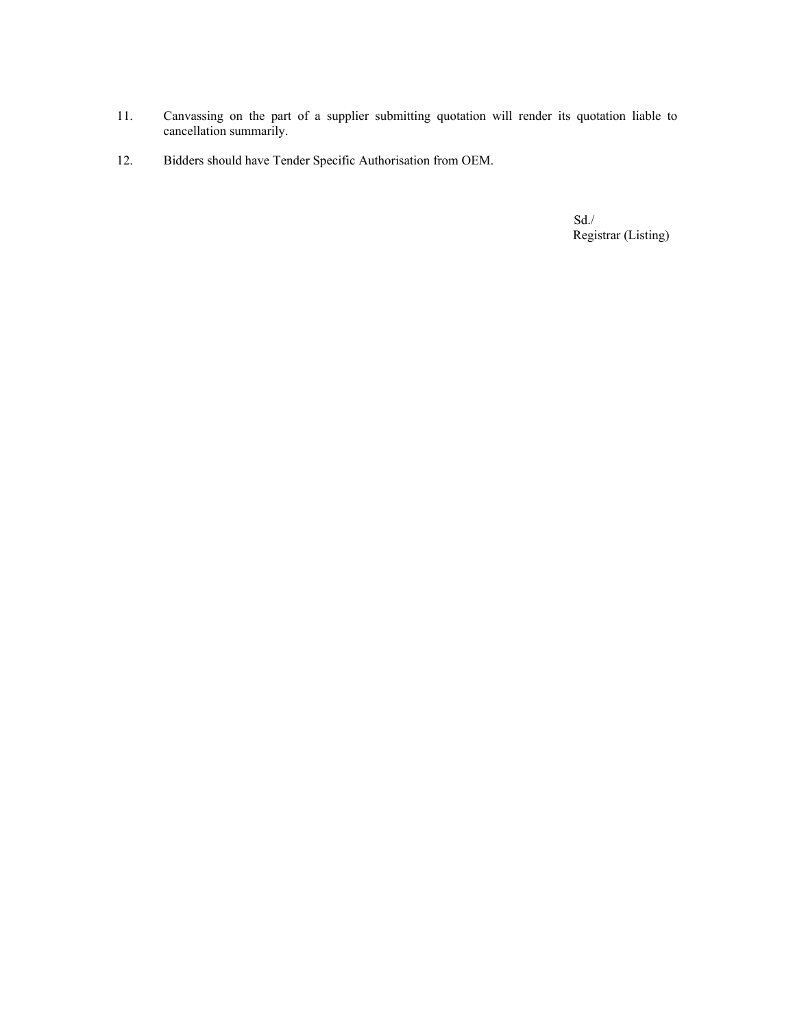11. Canvassing on the part of a supplier submitting quotation will render its quotation liable to cancellation summarily.

12. Bidders should have Tender Specific Authorisation from OEM.

Sd./
Registrar (Listing)